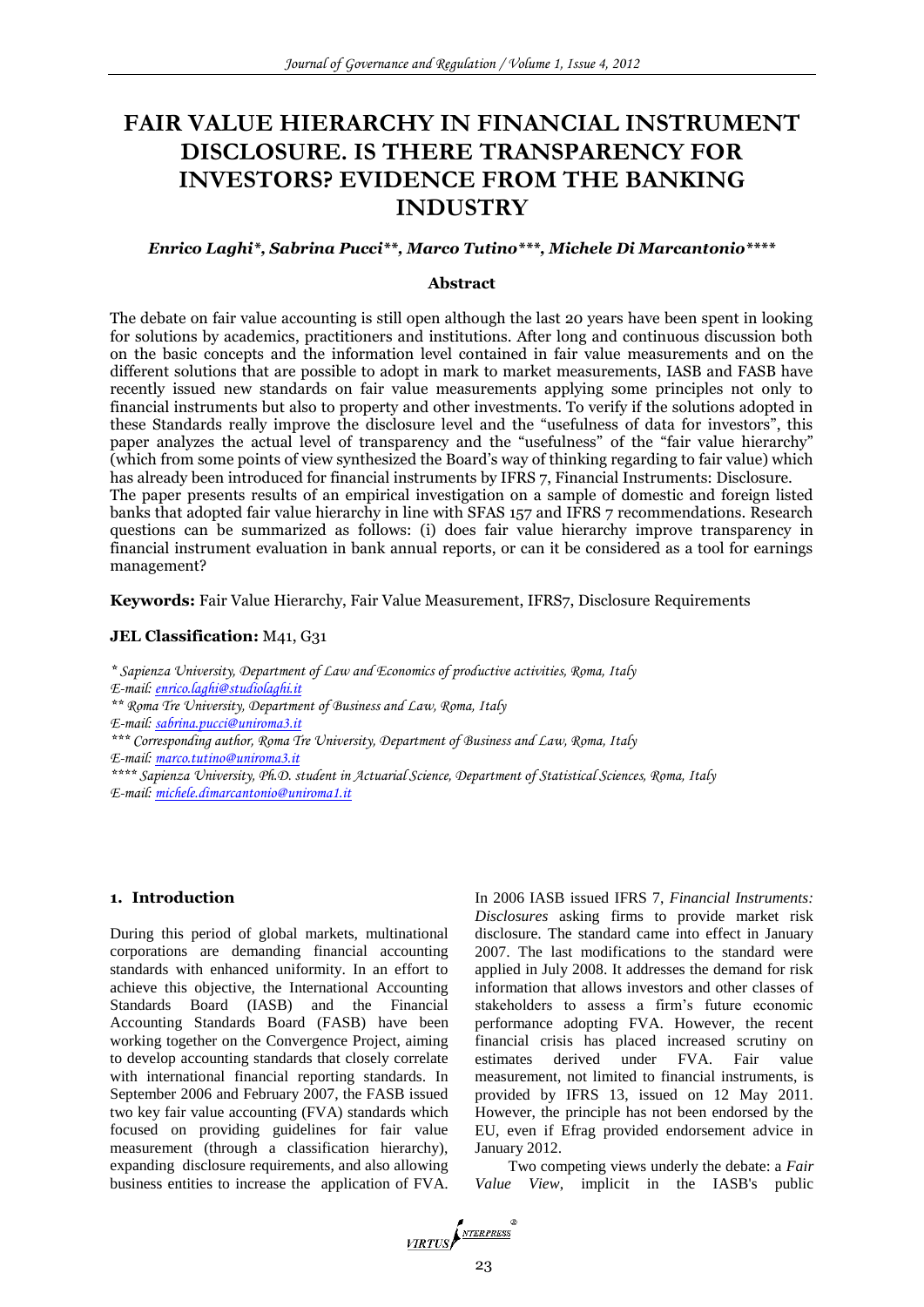# FAIR VALUE HIERARCHY IN FINANCIAL INSTRUMENT DISCLOSURE. IS THERE TRANSPARENCY FOR INVESTORS? EVIDENCE FROM THE BANKING INDUSTRY

***Enrico Laghi\*, Sabrina Pucci\*\*, Marco Tutino\*\*\*, Michele Di Marcantonio\*\*\*\****

### Abstract

The debate on fair value accounting is still open although the last 20 years have been spent in looking for solutions by academics, practitioners and institutions. After long and continuous discussion both on the basic concepts and the information level contained in fair value measurements and on the different solutions that are possible to adopt in mark to market measurements, IASB and FASB have recently issued new standards on fair value measurements applying some principles not only to financial instruments but also to property and other investments. To verify if the solutions adopted in these Standards really improve the disclosure level and the "usefulness of data for investors", this paper analyzes the actual level of transparency and the "usefulness" of the "fair value hierarchy" (which from some points of view synthesized the Board's way of thinking regarding to fair value) which has already been introduced for financial instruments by IFRS 7, Financial Instruments: Disclosure.

The paper presents results of an empirical investigation on a sample of domestic and foreign listed banks that adopted fair value hierarchy in line with SFAS 157 and IFRS 7 recommendations. Research questions can be summarized as follows: (i) does fair value hierarchy improve transparency in financial instrument evaluation in bank annual reports, or can it be considered as a tool for earnings management?

**Keywords:** Fair Value Hierarchy, Fair Value Measurement, IFRS7, Disclosure Requirements

**JEL Classification:** M41, G31

*\* Sapienza University, Department of Law and Economics of productive activities, Roma, Italy*
*E-mail: enrico.laghi@studiolaghi.it*
*\*\* Roma Tre University, Department of Business and Law, Roma, Italy*
*E-mail: sabrina.pucci@uniroma3.it*
*\*\*\* Corresponding author, Roma Tre University, Department of Business and Law, Roma, Italy*
*E-mail: marco.tutino@uniroma3.it*
*\*\*\*\* Sapienza University, Ph.D. student in Actuarial Science, Department of Statistical Sciences, Roma, Italy*
*E-mail: michele.dimarcantonio@uniroma1.it*

## 1. Introduction

During this period of global markets, multinational corporations are demanding financial accounting standards with enhanced uniformity. In an effort to achieve this objective, the International Accounting Standards Board (IASB) and the Financial Accounting Standards Board (FASB) have been working together on the Convergence Project, aiming to develop accounting standards that closely correlate with international financial reporting standards. In September 2006 and February 2007, the FASB issued two key fair value accounting (FVA) standards which focused on providing guidelines for fair value measurement (through a classification hierarchy), expanding disclosure requirements, and also allowing business entities to increase the application of FVA.

In 2006 IASB issued IFRS 7, *Financial Instruments: Disclosures* asking firms to provide market risk disclosure. The standard came into effect in January 2007. The last modifications to the standard were applied in July 2008. It addresses the demand for risk information that allows investors and other classes of stakeholders to assess a firm's future economic performance adopting FVA. However, the recent financial crisis has placed increased scrutiny on estimates derived under FVA. Fair value measurement, not limited to financial instruments, is provided by IFRS 13, issued on 12 May 2011. However, the principle has not been endorsed by the EU, even if Efrag provided endorsement advice in January 2012.

Two competing views underly the debate: a *Fair Value View*, implicit in the IASB's public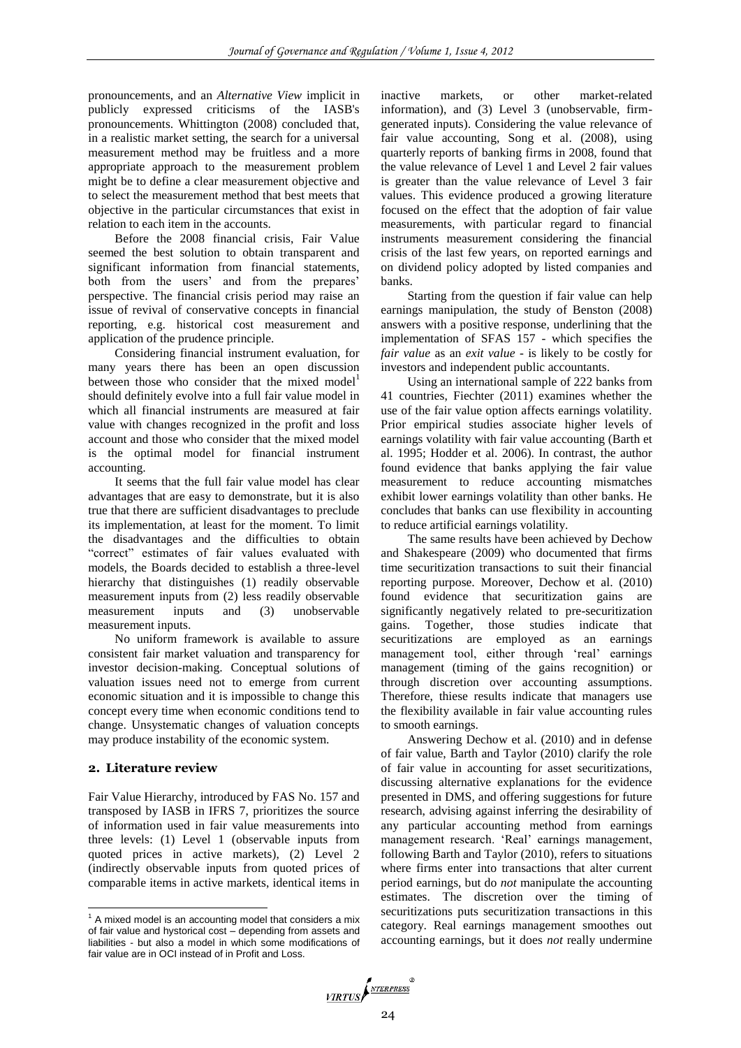pronouncements, and an *Alternative View* implicit in publicly expressed criticisms of the IASB's pronouncements. Whittington (2008) concluded that, in a realistic market setting, the search for a universal measurement method may be fruitless and a more appropriate approach to the measurement problem might be to define a clear measurement objective and to select the measurement method that best meets that objective in the particular circumstances that exist in relation to each item in the accounts.

Before the 2008 financial crisis, Fair Value seemed the best solution to obtain transparent and significant information from financial statements, both from the users' and from the prepares' perspective. The financial crisis period may raise an issue of revival of conservative concepts in financial reporting, e.g. historical cost measurement and application of the prudence principle.

Considering financial instrument evaluation, for many years there has been an open discussion between those who consider that the mixed model[1] should definitely evolve into a full fair value model in which all financial instruments are measured at fair value with changes recognized in the profit and loss account and those who consider that the mixed model is the optimal model for financial instrument accounting.

It seems that the full fair value model has clear advantages that are easy to demonstrate, but it is also true that there are sufficient disadvantages to preclude its implementation, at least for the moment. To limit the disadvantages and the difficulties to obtain "correct" estimates of fair values evaluated with models, the Boards decided to establish a three-level hierarchy that distinguishes (1) readily observable measurement inputs from (2) less readily observable measurement inputs and (3) unobservable measurement inputs.

No uniform framework is available to assure consistent fair market valuation and transparency for investor decision-making. Conceptual solutions of valuation issues need not to emerge from current economic situation and it is impossible to change this concept every time when economic conditions tend to change. Unsystematic changes of valuation concepts may produce instability of the economic system.

## 2. Literature review

Fair Value Hierarchy, introduced by FAS No. 157 and transposed by IASB in IFRS 7, prioritizes the source of information used in fair value measurements into three levels: (1) Level 1 (observable inputs from quoted prices in active markets), (2) Level 2 (indirectly observable inputs from quoted prices of comparable items in active markets, identical items in inactive markets, or other market-related information), and (3) Level 3 (unobservable, firm-generated inputs). Considering the value relevance of fair value accounting, Song et al. (2008), using quarterly reports of banking firms in 2008, found that the value relevance of Level 1 and Level 2 fair values is greater than the value relevance of Level 3 fair values. This evidence produced a growing literature focused on the effect that the adoption of fair value measurements, with particular regard to financial instruments measurement considering the financial crisis of the last few years, on reported earnings and on dividend policy adopted by listed companies and banks.

Starting from the question if fair value can help earnings manipulation, the study of Benston (2008) answers with a positive response, underlining that the implementation of SFAS 157 - which specifies the *fair value* as an *exit value* - is likely to be costly for investors and independent public accountants.

Using an international sample of 222 banks from 41 countries, Fiechter (2011) examines whether the use of the fair value option affects earnings volatility. Prior empirical studies associate higher levels of earnings volatility with fair value accounting (Barth et al. 1995; Hodder et al. 2006). In contrast, the author found evidence that banks applying the fair value measurement to reduce accounting mismatches exhibit lower earnings volatility than other banks. He concludes that banks can use flexibility in accounting to reduce artificial earnings volatility.

The same results have been achieved by Dechow and Shakespeare (2009) who documented that firms time securitization transactions to suit their financial reporting purpose. Moreover, Dechow et al. (2010) found evidence that securitization gains are significantly negatively related to pre-securitization gains. Together, those studies indicate that securitizations are employed as an earnings management tool, either through 'real' earnings management (timing of the gains recognition) or through discretion over accounting assumptions. Therefore, thiese results indicate that managers use the flexibility available in fair value accounting rules to smooth earnings.

Answering Dechow et al. (2010) and in defense of fair value, Barth and Taylor (2010) clarify the role of fair value in accounting for asset securitizations, discussing alternative explanations for the evidence presented in DMS, and offering suggestions for future research, advising against inferring the desirability of any particular accounting method from earnings management research. 'Real' earnings management, following Barth and Taylor (2010), refers to situations where firms enter into transactions that alter current period earnings, but do *not* manipulate the accounting estimates. The discretion over the timing of securitizations puts securitization transactions in this category. Real earnings management smoothes out accounting earnings, but it does *not* really undermine

[1] A mixed model is an accounting model that considers a mix of fair value and hystorical cost – depending from assets and liabilities - but also a model in which some modifications of fair value are in OCI instead of in Profit and Loss.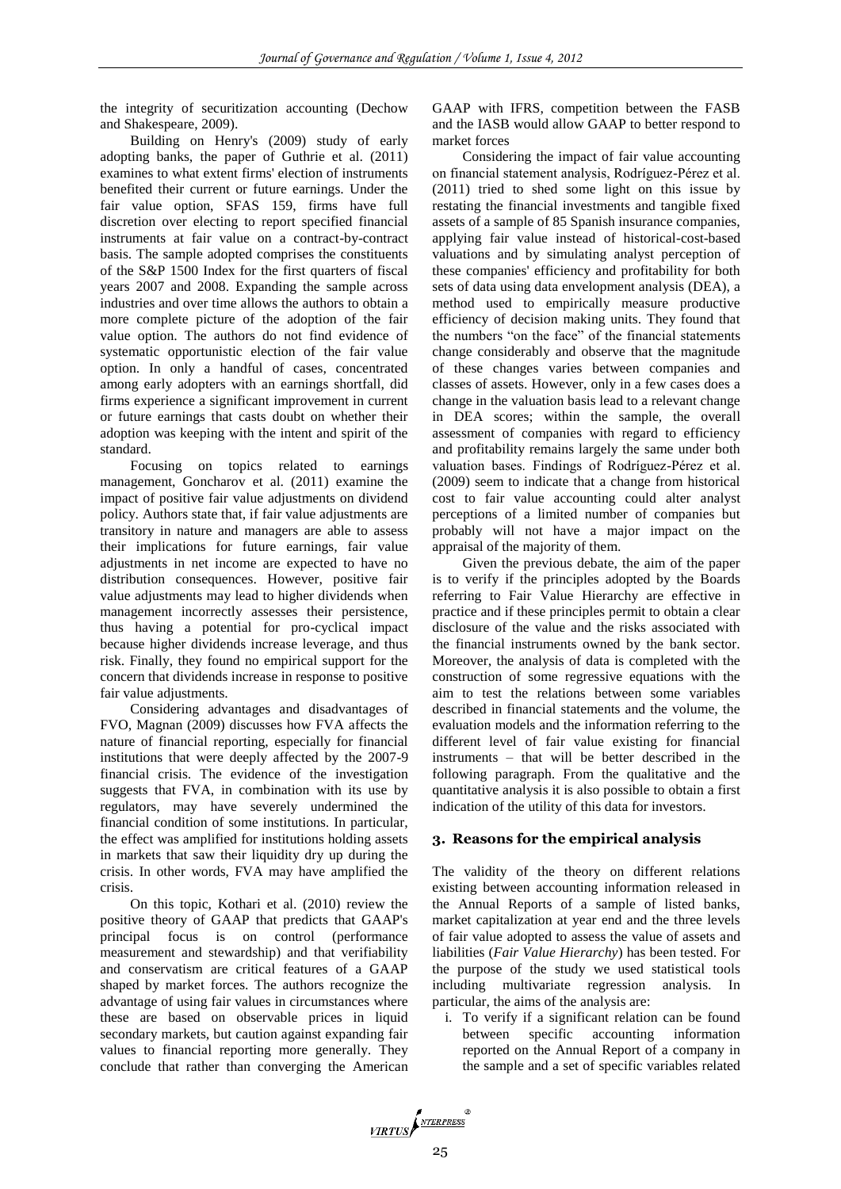the integrity of securitization accounting (Dechow and Shakespeare, 2009).

Building on Henry's (2009) study of early adopting banks, the paper of Guthrie et al. (2011) examines to what extent firms' election of instruments benefited their current or future earnings. Under the fair value option, SFAS 159, firms have full discretion over electing to report specified financial instruments at fair value on a contract-by-contract basis. The sample adopted comprises the constituents of the S&P 1500 Index for the first quarters of fiscal years 2007 and 2008. Expanding the sample across industries and over time allows the authors to obtain a more complete picture of the adoption of the fair value option. The authors do not find evidence of systematic opportunistic election of the fair value option. In only a handful of cases, concentrated among early adopters with an earnings shortfall, did firms experience a significant improvement in current or future earnings that casts doubt on whether their adoption was keeping with the intent and spirit of the standard.

Focusing on topics related to earnings management, Goncharov et al. (2011) examine the impact of positive fair value adjustments on dividend policy. Authors state that, if fair value adjustments are transitory in nature and managers are able to assess their implications for future earnings, fair value adjustments in net income are expected to have no distribution consequences. However, positive fair value adjustments may lead to higher dividends when management incorrectly assesses their persistence, thus having a potential for pro-cyclical impact because higher dividends increase leverage, and thus risk. Finally, they found no empirical support for the concern that dividends increase in response to positive fair value adjustments.

Considering advantages and disadvantages of FVO, Magnan (2009) discusses how FVA affects the nature of financial reporting, especially for financial institutions that were deeply affected by the 2007-9 financial crisis. The evidence of the investigation suggests that FVA, in combination with its use by regulators, may have severely undermined the financial condition of some institutions. In particular, the effect was amplified for institutions holding assets in markets that saw their liquidity dry up during the crisis. In other words, FVA may have amplified the crisis.

On this topic, Kothari et al. (2010) review the positive theory of GAAP that predicts that GAAP's principal focus is on control (performance measurement and stewardship) and that verifiability and conservatism are critical features of a GAAP shaped by market forces. The authors recognize the advantage of using fair values in circumstances where these are based on observable prices in liquid secondary markets, but caution against expanding fair values to financial reporting more generally. They conclude that rather than converging the American GAAP with IFRS, competition between the FASB and the IASB would allow GAAP to better respond to market forces

Considering the impact of fair value accounting on financial statement analysis, Rodríguez-Pérez et al. (2011) tried to shed some light on this issue by restating the financial investments and tangible fixed assets of a sample of 85 Spanish insurance companies, applying fair value instead of historical-cost-based valuations and by simulating analyst perception of these companies' efficiency and profitability for both sets of data using data envelopment analysis (DEA), a method used to empirically measure productive efficiency of decision making units. They found that the numbers "on the face" of the financial statements change considerably and observe that the magnitude of these changes varies between companies and classes of assets. However, only in a few cases does a change in the valuation basis lead to a relevant change in DEA scores; within the sample, the overall assessment of companies with regard to efficiency and profitability remains largely the same under both valuation bases. Findings of Rodríguez-Pérez et al. (2009) seem to indicate that a change from historical cost to fair value accounting could alter analyst perceptions of a limited number of companies but probably will not have a major impact on the appraisal of the majority of them.

Given the previous debate, the aim of the paper is to verify if the principles adopted by the Boards referring to Fair Value Hierarchy are effective in practice and if these principles permit to obtain a clear disclosure of the value and the risks associated with the financial instruments owned by the bank sector. Moreover, the analysis of data is completed with the construction of some regressive equations with the aim to test the relations between some variables described in financial statements and the volume, the evaluation models and the information referring to the different level of fair value existing for financial instruments – that will be better described in the following paragraph. From the qualitative and the quantitative analysis it is also possible to obtain a first indication of the utility of this data for investors.

## 3. Reasons for the empirical analysis

The validity of the theory on different relations existing between accounting information released in the Annual Reports of a sample of listed banks, market capitalization at year end and the three levels of fair value adopted to assess the value of assets and liabilities (*Fair Value Hierarchy*) has been tested. For the purpose of the study we used statistical tools including multivariate regression analysis. In particular, the aims of the analysis are:

i. To verify if a significant relation can be found between specific accounting information reported on the Annual Report of a company in the sample and a set of specific variables related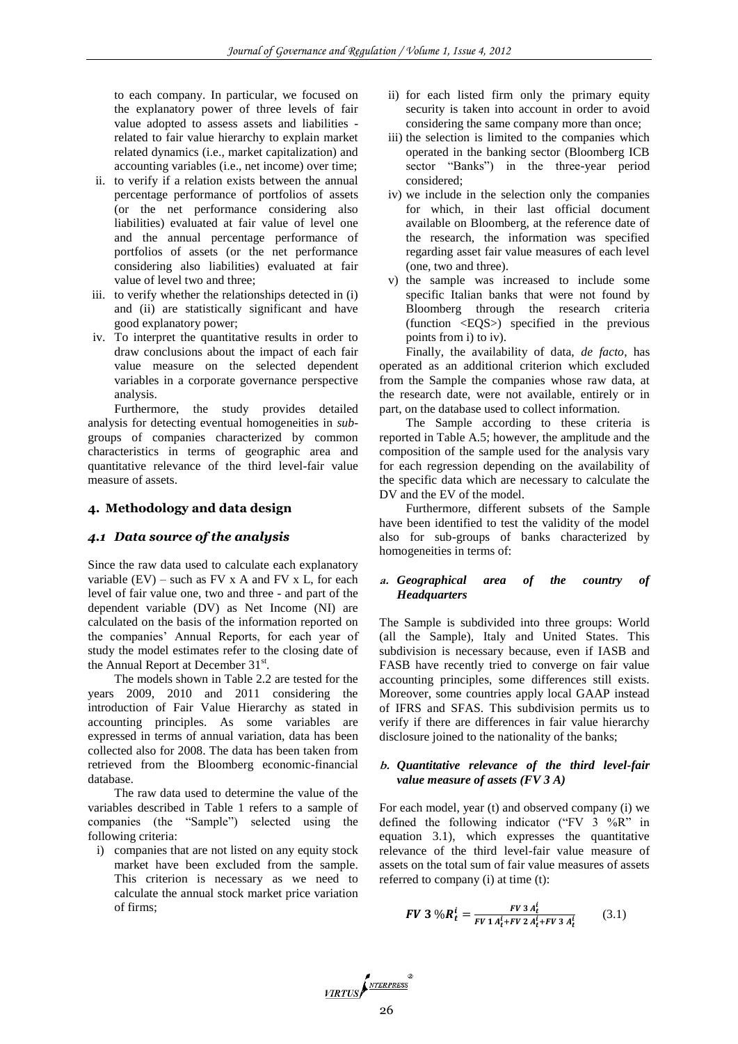to each company. In particular, we focused on the explanatory power of three levels of fair value adopted to assess assets and liabilities - related to fair value hierarchy to explain market related dynamics (i.e., market capitalization) and accounting variables (i.e., net income) over time;

ii. to verify if a relation exists between the annual percentage performance of portfolios of assets (or the net performance considering also liabilities) evaluated at fair value of level one and the annual percentage performance of portfolios of assets (or the net performance considering also liabilities) evaluated at fair value of level two and three;

iii. to verify whether the relationships detected in (i) and (ii) are statistically significant and have good explanatory power;

iv. To interpret the quantitative results in order to draw conclusions about the impact of each fair value measure on the selected dependent variables in a corporate governance perspective analysis.

Furthermore, the study provides detailed analysis for detecting eventual homogeneities in *sub*-groups of companies characterized by common characteristics in terms of geographic area and quantitative relevance of the third level-fair value measure of assets.

## 4. Methodology and data design

### *4.1 Data source of the analysis*

Since the raw data used to calculate each explanatory variable (EV) – such as FV x A and FV x L, for each level of fair value one, two and three - and part of the dependent variable (DV) as Net Income (NI) are calculated on the basis of the information reported on the companies' Annual Reports, for each year of study the model estimates refer to the closing date of the Annual Report at December 31st.

The models shown in Table 2.2 are tested for the years 2009, 2010 and 2011 considering the introduction of Fair Value Hierarchy as stated in accounting principles. As some variables are expressed in terms of annual variation, data has been collected also for 2008. The data has been taken from retrieved from the Bloomberg economic-financial database.

The raw data used to determine the value of the variables described in Table 1 refers to a sample of companies (the "Sample") selected using the following criteria:

i) companies that are not listed on any equity stock market have been excluded from the sample. This criterion is necessary as we need to calculate the annual stock market price variation of firms;

ii) for each listed firm only the primary equity security is taken into account in order to avoid considering the same company more than once;

iii) the selection is limited to the companies which operated in the banking sector (Bloomberg ICB sector "Banks") in the three-year period considered;

iv) we include in the selection only the companies for which, in their last official document available on Bloomberg, at the reference date of the research, the information was specified regarding asset fair value measures of each level (one, two and three).

v) the sample was increased to include some specific Italian banks that were not found by Bloomberg through the research criteria (function <EQS>) specified in the previous points from i) to iv).

Finally, the availability of data, *de facto*, has operated as an additional criterion which excluded from the Sample the companies whose raw data, at the research date, were not available, entirely or in part, on the database used to collect information.

The Sample according to these criteria is reported in Table A.5; however, the amplitude and the composition of the sample used for the analysis vary for each regression depending on the availability of the specific data which are necessary to calculate the DV and the EV of the model.

Furthermore, different subsets of the Sample have been identified to test the validity of the model also for sub-groups of banks characterized by homogeneities in terms of:

#### *a. Geographical area of the country of Headquarters*

The Sample is subdivided into three groups: World (all the Sample), Italy and United States. This subdivision is necessary because, even if IASB and FASB have recently tried to converge on fair value accounting principles, some differences still exists. Moreover, some countries apply local GAAP instead of IFRS and SFAS. This subdivision permits us to verify if there are differences in fair value hierarchy disclosure joined to the nationality of the banks;

#### *b. Quantitative relevance of the third level-fair value measure of assets (FV 3 A)*

For each model, year (t) and observed company (i) we defined the following indicator ("FV 3 %R" in equation 3.1), which expresses the quantitative relevance of the third level-fair value measure of assets on the total sum of fair value measures of assets referred to company (i) at time (t):

$$\boldsymbol{FV\ 3\ \%R_t^i} = \frac{FV\ 3\ A_t^i}{FV\ 1\ A_t^i + FV\ 2\ A_t^i + FV\ 3\ A_t^i} \qquad (3.1)$$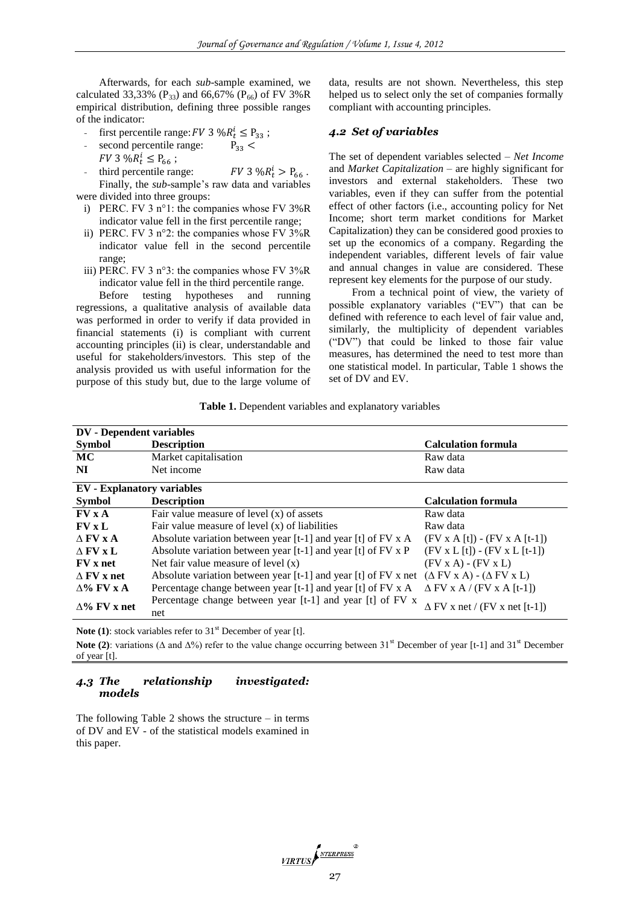Afterwards, for each *sub*-sample examined, we calculated 33,33% ($P_{33}$) and 66,67% ($P_{66}$) of FV 3%R empirical distribution, defining three possible ranges of the indicator:

- first percentile range: $FV\ 3\ \%R_t^i \leq P_{33}$ ;
- second percentile range: $P_{33} < FV\ 3\ \%R_t^i \leq P_{66}$ ;
- third percentile range: $FV\ 3\ \%R_t^i > P_{66}$ .

Finally, the *sub*-sample's raw data and variables were divided into three groups:

i) PERC. FV 3 n°1: the companies whose FV 3%R indicator value fell in the first percentile range;
ii) PERC. FV 3 n°2: the companies whose FV 3%R indicator value fell in the second percentile range;
iii) PERC. FV 3 n°3: the companies whose FV 3%R indicator value fell in the third percentile range.

Before testing hypotheses and running regressions, a qualitative analysis of available data was performed in order to verify if data provided in financial statements (i) is compliant with current accounting principles (ii) is clear, understandable and useful for stakeholders/investors. This step of the analysis provided us with useful information for the purpose of this study but, due to the large volume of data, results are not shown. Nevertheless, this step helped us to select only the set of companies formally compliant with accounting principles.

### *4.2 Set of variables*

The set of dependent variables selected – *Net Income* and *Market Capitalization* – are highly significant for investors and external stakeholders. These two variables, even if they can suffer from the potential effect of other factors (i.e., accounting policy for Net Income; short term market conditions for Market Capitalization) they can be considered good proxies to set up the economics of a company. Regarding the independent variables, different levels of fair value and annual changes in value are considered. These represent key elements for the purpose of our study.

From a technical point of view, the variety of possible explanatory variables ("EV") that can be defined with reference to each level of fair value and, similarly, the multiplicity of dependent variables ("DV") that could be linked to those fair value measures, has determined the need to test more than one statistical model. In particular, Table 1 shows the set of DV and EV.

**Table 1.** Dependent variables and explanatory variables

| **DV - Dependent variables** | | |
|---|---|---|
| **Symbol** | **Description** | **Calculation formula** |
| **MC** | Market capitalisation | Raw data |
| **NI** | Net income | Raw data |
| **EV - Explanatory variables** | | |
| **Symbol** | **Description** | **Calculation formula** |
| **FV x A** | Fair value measure of level (x) of assets | Raw data |
| **FV x L** | Fair value measure of level (x) of liabilities | Raw data |
| **Δ FV x A** | Absolute variation between year [t-1] and year [t] of FV x A | (FV x A [t]) - (FV x A [t-1]) |
| **Δ FV x L** | Absolute variation between year [t-1] and year [t] of FV x P | (FV x L [t]) - (FV x L [t-1]) |
| **FV x net** | Net fair value measure of level (x) | (FV x A) - (FV x L) |
| **Δ FV x net** | Absolute variation between year [t-1] and year [t] of FV x net | (Δ FV x A) - (Δ FV x L) |
| **Δ% FV x A** | Percentage change between year [t-1] and year [t] of FV x A | Δ FV x A / (FV x A [t-1]) |
| **Δ% FV x net** | Percentage change between year [t-1] and year [t] of FV x net | Δ FV x net / (FV x net [t-1]) |

**Note (1)**: stock variables refer to 31st December of year [t].

**Note (2)**: variations (Δ and Δ%) refer to the value change occurring between 31st December of year [t-1] and 31st December of year [t].

### *4.3 The relationship investigated: models*

The following Table 2 shows the structure – in terms of DV and EV - of the statistical models examined in this paper.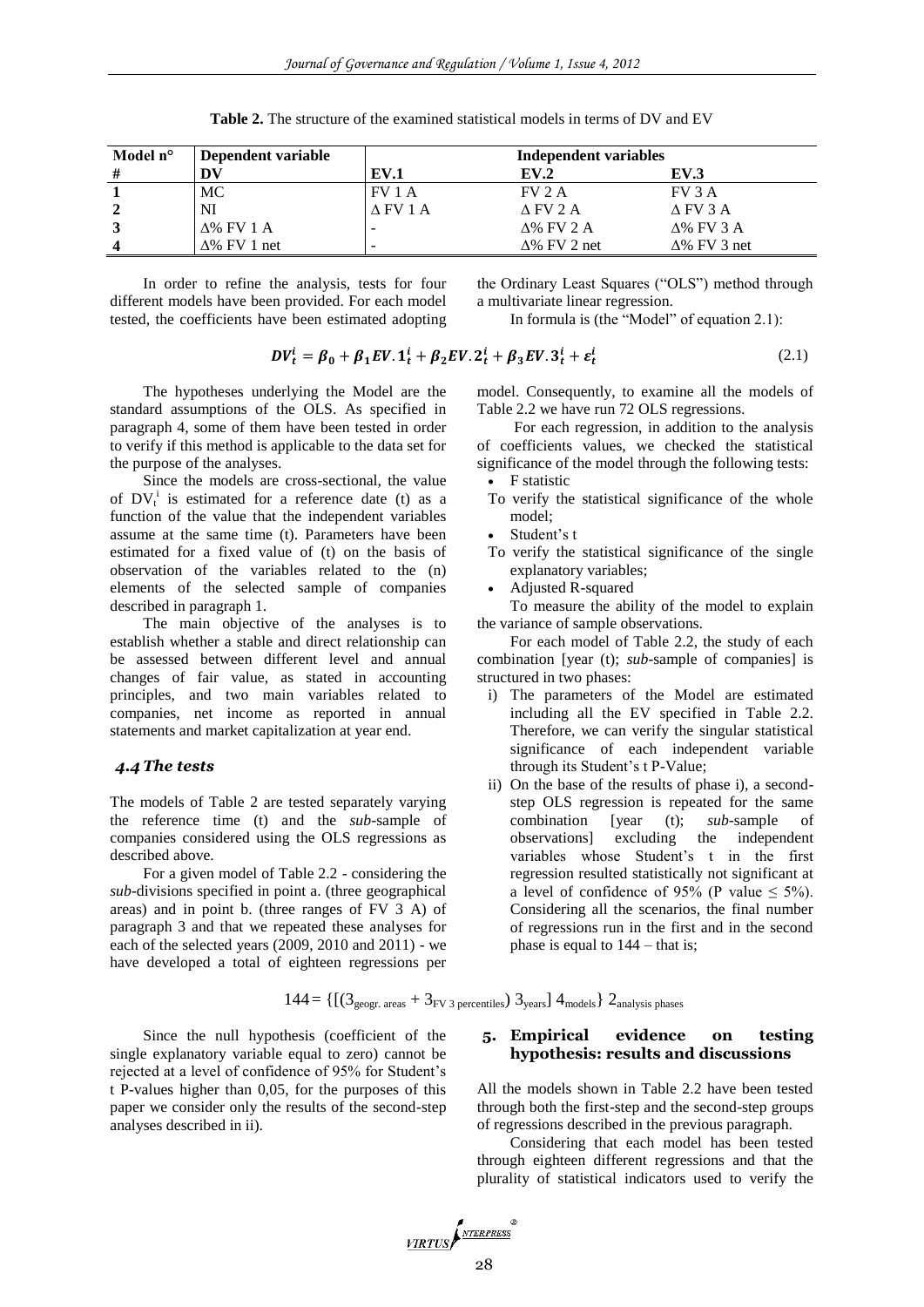**Table 2.** The structure of the examined statistical models in terms of DV and EV

| Model n° | Dependent variable | Independent variables | | |
|---|---|---|---|---|
| # | DV | EV.1 | EV.2 | EV.3 |
| 1 | MC | FV 1 A | FV 2 A | FV 3 A |
| 2 | NI | Δ FV 1 A | Δ FV 2 A | Δ FV 3 A |
| 3 | Δ% FV 1 A | - | Δ% FV 2 A | Δ% FV 3 A |
| 4 | Δ% FV 1 net | - | Δ% FV 2 net | Δ% FV 3 net |

In order to refine the analysis, tests for four different models have been provided. For each model tested, the coefficients have been estimated adopting the Ordinary Least Squares ("OLS") method through a multivariate linear regression.

In formula is (the "Model" of equation 2.1):

$$DV_t^i = \beta_0 + \beta_1 EV.1_t^i + \beta_2 EV.2_t^i + \beta_3 EV.3_t^i + \varepsilon_t^i \tag{2.1}$$

The hypotheses underlying the Model are the standard assumptions of the OLS. As specified in paragraph 4, some of them have been tested in order to verify if this method is applicable to the data set for the purpose of the analyses.

Since the models are cross-sectional, the value of $DV_t^i$ is estimated for a reference date (t) as a function of the value that the independent variables assume at the same time (t). Parameters have been estimated for a fixed value of (t) on the basis of observation of the variables related to the (n) elements of the selected sample of companies described in paragraph 1.

The main objective of the analyses is to establish whether a stable and direct relationship can be assessed between different level and annual changes of fair value, as stated in accounting principles, and two main variables related to companies, net income as reported in annual statements and market capitalization at year end.

### 4.4 The tests

The models of Table 2 are tested separately varying the reference time (t) and the *sub*-sample of companies considered using the OLS regressions as described above.

For a given model of Table 2.2 - considering the *sub*-divisions specified in point a. (three geographical areas) and in point b. (three ranges of FV 3 A) of paragraph 3 and that we repeated these analyses for each of the selected years (2009, 2010 and 2011) - we have developed a total of eighteen regressions per model. Consequently, to examine all the models of Table 2.2 we have run 72 OLS regressions.

For each regression, in addition to the analysis of coefficients values, we checked the statistical significance of the model through the following tests:

- F statistic

To verify the statistical significance of the whole model;

- Student's t

To verify the statistical significance of the single explanatory variables;

- Adjusted R-squared

To measure the ability of the model to explain the variance of sample observations.

For each model of Table 2.2, the study of each combination [year (t); *sub*-sample of companies] is structured in two phases:

i) The parameters of the Model are estimated including all the EV specified in Table 2.2. Therefore, we can verify the singular statistical significance of each independent variable through its Student's t P-Value;
ii) On the base of the results of phase i), a second-step OLS regression is repeated for the same combination [year (t); *sub*-sample of observations] excluding the independent variables whose Student's t in the first regression resulted statistically not significant at a level of confidence of 95% (P value ≤ 5%). Considering all the scenarios, the final number of regressions run in the first and in the second phase is equal to 144 – that is;

$$144 = \{[(3_{\text{geogr. areas}} + 3_{\text{FV 3 percentiles}})\, 3_{\text{years}}]\, 4_{\text{models}}\}\, 2_{\text{analysis phases}}$$

Since the null hypothesis (coefficient of the single explanatory variable equal to zero) cannot be rejected at a level of confidence of 95% for Student's t P-values higher than 0,05, for the purposes of this paper we consider only the results of the second-step analyses described in ii).

## 5. Empirical evidence on testing hypothesis: results and discussions

All the models shown in Table 2.2 have been tested through both the first-step and the second-step groups of regressions described in the previous paragraph.

Considering that each model has been tested through eighteen different regressions and that the plurality of statistical indicators used to verify the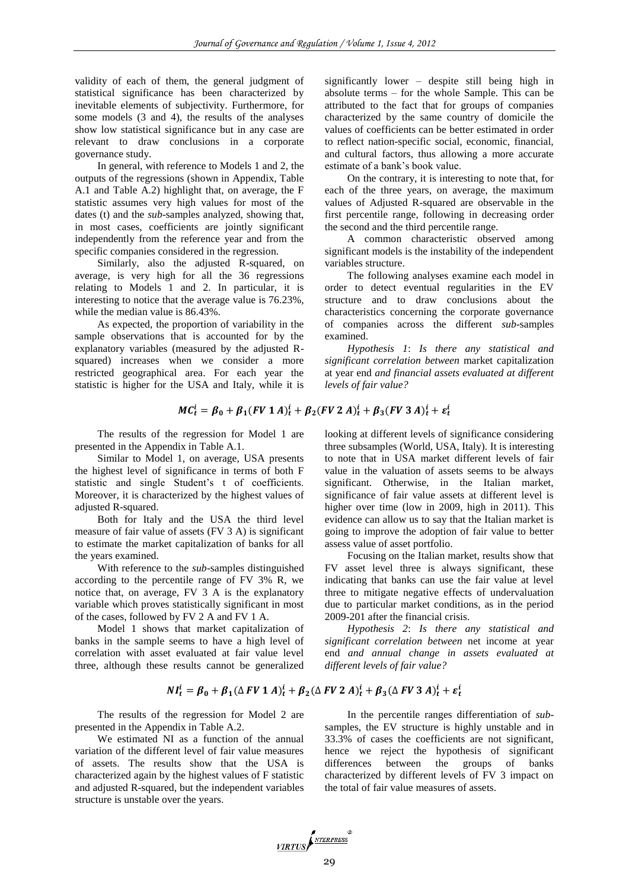validity of each of them, the general judgment of statistical significance has been characterized by inevitable elements of subjectivity. Furthermore, for some models (3 and 4), the results of the analyses show low statistical significance but in any case are relevant to draw conclusions in a corporate governance study.

In general, with reference to Models 1 and 2, the outputs of the regressions (shown in Appendix, Table A.1 and Table A.2) highlight that, on average, the F statistic assumes very high values for most of the dates (t) and the *sub*-samples analyzed, showing that, in most cases, coefficients are jointly significant independently from the reference year and from the specific companies considered in the regression.

Similarly, also the adjusted R-squared, on average, is very high for all the 36 regressions relating to Models 1 and 2. In particular, it is interesting to notice that the average value is 76.23%, while the median value is 86.43%.

As expected, the proportion of variability in the sample observations that is accounted for by the explanatory variables (measured by the adjusted R-squared) increases when we consider a more restricted geographical area. For each year the statistic is higher for the USA and Italy, while it is significantly lower – despite still being high in absolute terms – for the whole Sample. This can be attributed to the fact that for groups of companies characterized by the same country of domicile the values of coefficients can be better estimated in order to reflect nation-specific social, economic, financial, and cultural factors, thus allowing a more accurate estimate of a bank's book value.

On the contrary, it is interesting to note that, for each of the three years, on average, the maximum values of Adjusted R-squared are observable in the first percentile range, following in decreasing order the second and the third percentile range.

A common characteristic observed among significant models is the instability of the independent variables structure.

The following analyses examine each model in order to detect eventual regularities in the EV structure and to draw conclusions about the characteristics concerning the corporate governance of companies across the different *sub*-samples examined.

*Hypothesis 1*: *Is there any statistical and significant correlation between* market capitalization at year end *and financial assets evaluated at different levels of fair value?*

$$MC_t^i = \beta_0 + \beta_1(FV\ 1\ A)_t^i + \beta_2(FV\ 2\ A)_t^i + \beta_3(FV\ 3\ A)_t^i + \varepsilon_t^i$$

The results of the regression for Model 1 are presented in the Appendix in Table A.1.

Similar to Model 1, on average, USA presents the highest level of significance in terms of both F statistic and single Student's t of coefficients. Moreover, it is characterized by the highest values of adjusted R-squared.

Both for Italy and the USA the third level measure of fair value of assets (FV 3 A) is significant to estimate the market capitalization of banks for all the years examined.

With reference to the *sub*-samples distinguished according to the percentile range of FV 3% R, we notice that, on average, FV 3 A is the explanatory variable which proves statistically significant in most of the cases, followed by FV 2 A and FV 1 A.

Model 1 shows that market capitalization of banks in the sample seems to have a high level of correlation with asset evaluated at fair value level three, although these results cannot be generalized looking at different levels of significance considering three subsamples (World, USA, Italy). It is interesting to note that in USA market different levels of fair value in the valuation of assets seems to be always significant. Otherwise, in the Italian market, significance of fair value assets at different level is higher over time (low in 2009, high in 2011). This evidence can allow us to say that the Italian market is going to improve the adoption of fair value to better assess value of asset portfolio.

Focusing on the Italian market, results show that FV asset level three is always significant, these indicating that banks can use the fair value at level three to mitigate negative effects of undervaluation due to particular market conditions, as in the period 2009-201 after the financial crisis.

*Hypothesis 2*: *Is there any statistical and significant correlation between* net income at year end *and annual change in assets evaluated at different levels of fair value?*

$$NI_t^i = \beta_0 + \beta_1(\Delta\ FV\ 1\ A)_t^i + \beta_2(\Delta\ FV\ 2\ A)_t^i + \beta_3(\Delta\ FV\ 3\ A)_t^i + \varepsilon_t^i$$

The results of the regression for Model 2 are presented in the Appendix in Table A.2.

We estimated NI as a function of the annual variation of the different level of fair value measures of assets. The results show that the USA is characterized again by the highest values of F statistic and adjusted R-squared, but the independent variables structure is unstable over the years.

In the percentile ranges differentiation of *sub*-samples, the EV structure is highly unstable and in 33.3% of cases the coefficients are not significant, hence we reject the hypothesis of significant differences between the groups of banks characterized by different levels of FV 3 impact on the total of fair value measures of assets.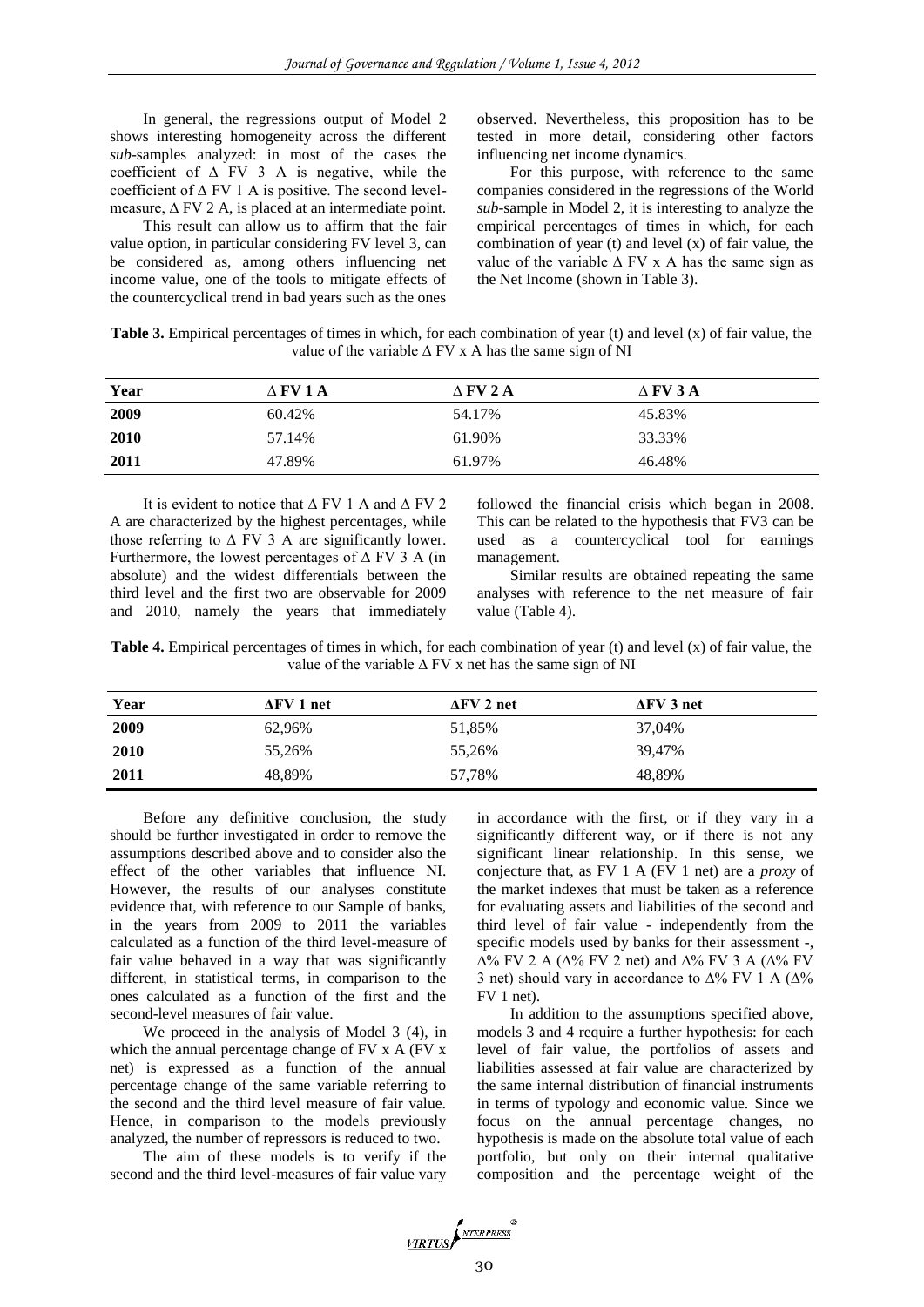In general, the regressions output of Model 2 shows interesting homogeneity across the different *sub*-samples analyzed: in most of the cases the coefficient of $\Delta$ FV 3 A is negative, while the coefficient of $\Delta$ FV 1 A is positive. The second level-measure, $\Delta$ FV 2 A, is placed at an intermediate point.

This result can allow us to affirm that the fair value option, in particular considering FV level 3, can be considered as, among others influencing net income value, one of the tools to mitigate effects of the countercyclical trend in bad years such as the ones observed. Nevertheless, this proposition has to be tested in more detail, considering other factors influencing net income dynamics.

For this purpose, with reference to the same companies considered in the regressions of the World *sub*-sample in Model 2, it is interesting to analyze the empirical percentages of times in which, for each combination of year (t) and level (x) of fair value, the value of the variable $\Delta$ FV x A has the same sign as the Net Income (shown in Table 3).

**Table 3.** Empirical percentages of times in which, for each combination of year (t) and level (x) of fair value, the value of the variable $\Delta$ FV x A has the same sign of NI

| Year | $\Delta$ FV 1 A | $\Delta$ FV 2 A | $\Delta$ FV 3 A |
|---|---|---|---|
| **2009** | 60.42% | 54.17% | 45.83% |
| **2010** | 57.14% | 61.90% | 33.33% |
| **2011** | 47.89% | 61.97% | 46.48% |

It is evident to notice that $\Delta$ FV 1 A and $\Delta$ FV 2 A are characterized by the highest percentages, while those referring to $\Delta$ FV 3 A are significantly lower. Furthermore, the lowest percentages of $\Delta$ FV 3 A (in absolute) and the widest differentials between the third level and the first two are observable for 2009 and 2010, namely the years that immediately followed the financial crisis which began in 2008. This can be related to the hypothesis that FV3 can be used as a countercyclical tool for earnings management.

Similar results are obtained repeating the same analyses with reference to the net measure of fair value (Table 4).

**Table 4.** Empirical percentages of times in which, for each combination of year (t) and level (x) of fair value, the value of the variable $\Delta$ FV x net has the same sign of NI

| Year | $\Delta$FV 1 net | $\Delta$FV 2 net | $\Delta$FV 3 net |
|---|---|---|---|
| **2009** | 62,96% | 51,85% | 37,04% |
| **2010** | 55,26% | 55,26% | 39,47% |
| **2011** | 48,89% | 57,78% | 48,89% |

Before any definitive conclusion, the study should be further investigated in order to remove the assumptions described above and to consider also the effect of the other variables that influence NI. However, the results of our analyses constitute evidence that, with reference to our Sample of banks, in the years from 2009 to 2011 the variables calculated as a function of the third level-measure of fair value behaved in a way that was significantly different, in statistical terms, in comparison to the ones calculated as a function of the first and the second-level measures of fair value.

We proceed in the analysis of Model 3 (4), in which the annual percentage change of FV x A (FV x net) is expressed as a function of the annual percentage change of the same variable referring to the second and the third level measure of fair value. Hence, in comparison to the models previously analyzed, the number of repressors is reduced to two.

The aim of these models is to verify if the second and the third level-measures of fair value vary in accordance with the first, or if they vary in a significantly different way, or if there is not any significant linear relationship. In this sense, we conjecture that, as FV 1 A (FV 1 net) are a *proxy* of the market indexes that must be taken as a reference for evaluating assets and liabilities of the second and third level of fair value - independently from the specific models used by banks for their assessment -, $\Delta$% FV 2 A ($\Delta$% FV 2 net) and $\Delta$% FV 3 A ($\Delta$% FV 3 net) should vary in accordance to $\Delta$% FV 1 A ($\Delta$% FV 1 net).

In addition to the assumptions specified above, models 3 and 4 require a further hypothesis: for each level of fair value, the portfolios of assets and liabilities assessed at fair value are characterized by the same internal distribution of financial instruments in terms of typology and economic value. Since we focus on the annual percentage changes, no hypothesis is made on the absolute total value of each portfolio, but only on their internal qualitative composition and the percentage weight of the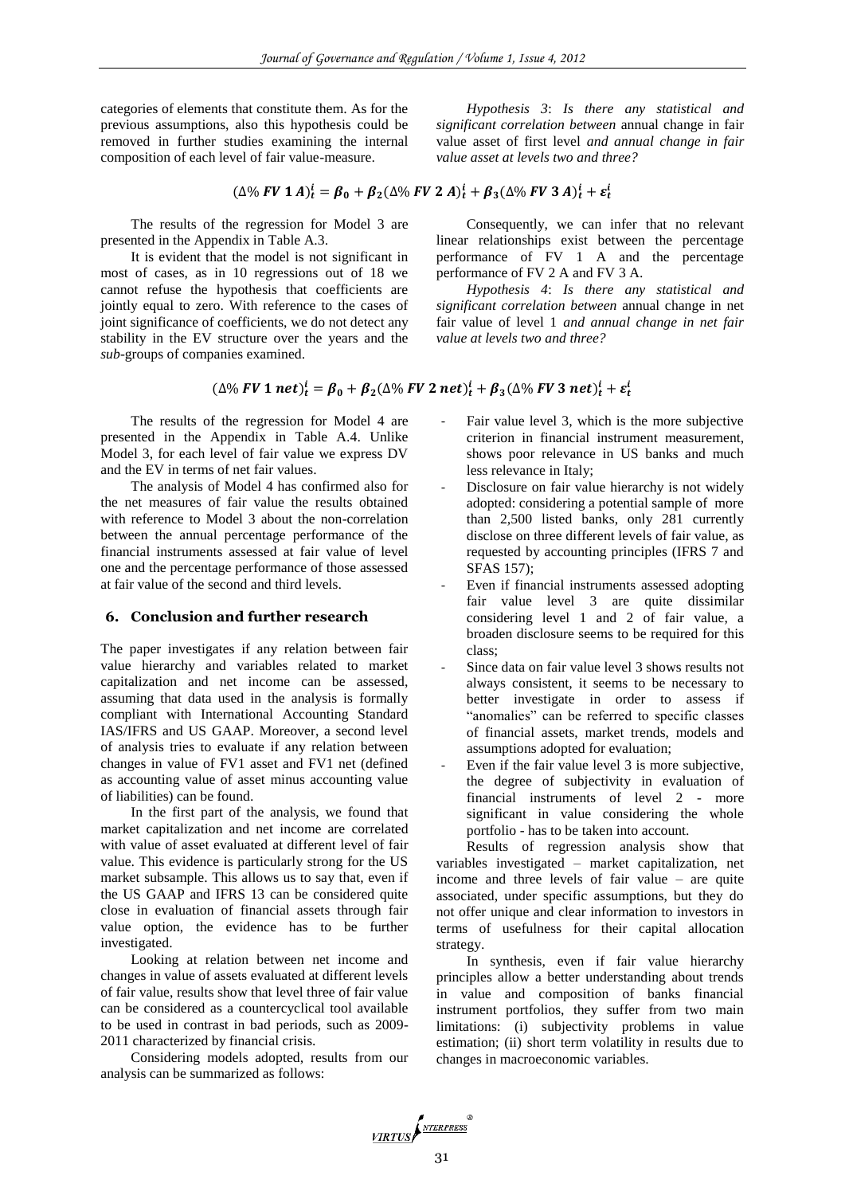categories of elements that constitute them. As for the previous assumptions, also this hypothesis could be removed in further studies examining the internal composition of each level of fair value-measure.

*Hypothesis 3*: *Is there any statistical and significant correlation between* annual change in fair value asset of first level *and annual change in fair value asset at levels two and three?*

$$(\Delta\%\ \boldsymbol{FV\ 1\ A})_t^i = \boldsymbol{\beta_0} + \boldsymbol{\beta_2}(\Delta\%\ \boldsymbol{FV\ 2\ A})_t^i + \boldsymbol{\beta_3}(\Delta\%\ \boldsymbol{FV\ 3\ A})_t^i + \boldsymbol{\varepsilon_t^i}$$

The results of the regression for Model 3 are presented in the Appendix in Table A.3.

It is evident that the model is not significant in most of cases, as in 10 regressions out of 18 we cannot refuse the hypothesis that coefficients are jointly equal to zero. With reference to the cases of joint significance of coefficients, we do not detect any stability in the EV structure over the years and the *sub*-groups of companies examined.

Consequently, we can infer that no relevant linear relationships exist between the percentage performance of FV 1 A and the percentage performance of FV 2 A and FV 3 A.

*Hypothesis 4*: *Is there any statistical and significant correlation between* annual change in net fair value of level 1 *and annual change in net fair value at levels two and three?*

$$(\Delta\%\ \boldsymbol{FV\ 1\ net})_t^i = \boldsymbol{\beta_0} + \boldsymbol{\beta_2}(\Delta\%\ \boldsymbol{FV\ 2\ net})_t^i + \boldsymbol{\beta_3}(\Delta\%\ \boldsymbol{FV\ 3\ net})_t^i + \boldsymbol{\varepsilon_t^i}$$

The results of the regression for Model 4 are presented in the Appendix in Table A.4. Unlike Model 3, for each level of fair value we express DV and the EV in terms of net fair values.

The analysis of Model 4 has confirmed also for the net measures of fair value the results obtained with reference to Model 3 about the non-correlation between the annual percentage performance of the financial instruments assessed at fair value of level one and the percentage performance of those assessed at fair value of the second and third levels.

## 6. Conclusion and further research

The paper investigates if any relation between fair value hierarchy and variables related to market capitalization and net income can be assessed, assuming that data used in the analysis is formally compliant with International Accounting Standard IAS/IFRS and US GAAP. Moreover, a second level of analysis tries to evaluate if any relation between changes in value of FV1 asset and FV1 net (defined as accounting value of asset minus accounting value of liabilities) can be found.

In the first part of the analysis, we found that market capitalization and net income are correlated with value of asset evaluated at different level of fair value. This evidence is particularly strong for the US market subsample. This allows us to say that, even if the US GAAP and IFRS 13 can be considered quite close in evaluation of financial assets through fair value option, the evidence has to be further investigated.

Looking at relation between net income and changes in value of assets evaluated at different levels of fair value, results show that level three of fair value can be considered as a countercyclical tool available to be used in contrast in bad periods, such as 2009-2011 characterized by financial crisis.

Considering models adopted, results from our analysis can be summarized as follows:

- Fair value level 3, which is the more subjective criterion in financial instrument measurement, shows poor relevance in US banks and much less relevance in Italy;
- Disclosure on fair value hierarchy is not widely adopted: considering a potential sample of more than 2,500 listed banks, only 281 currently disclose on three different levels of fair value, as requested by accounting principles (IFRS 7 and SFAS 157);
- Even if financial instruments assessed adopting fair value level 3 are quite dissimilar considering level 1 and 2 of fair value, a broaden disclosure seems to be required for this class;
- Since data on fair value level 3 shows results not always consistent, it seems to be necessary to better investigate in order to assess if "anomalies" can be referred to specific classes of financial assets, market trends, models and assumptions adopted for evaluation;
- Even if the fair value level 3 is more subjective, the degree of subjectivity in evaluation of financial instruments of level 2 - more significant in value considering the whole portfolio - has to be taken into account.

Results of regression analysis show that variables investigated – market capitalization, net income and three levels of fair value – are quite associated, under specific assumptions, but they do not offer unique and clear information to investors in terms of usefulness for their capital allocation strategy.

In synthesis, even if fair value hierarchy principles allow a better understanding about trends in value and composition of banks financial instrument portfolios, they suffer from two main limitations: (i) subjectivity problems in value estimation; (ii) short term volatility in results due to changes in macroeconomic variables.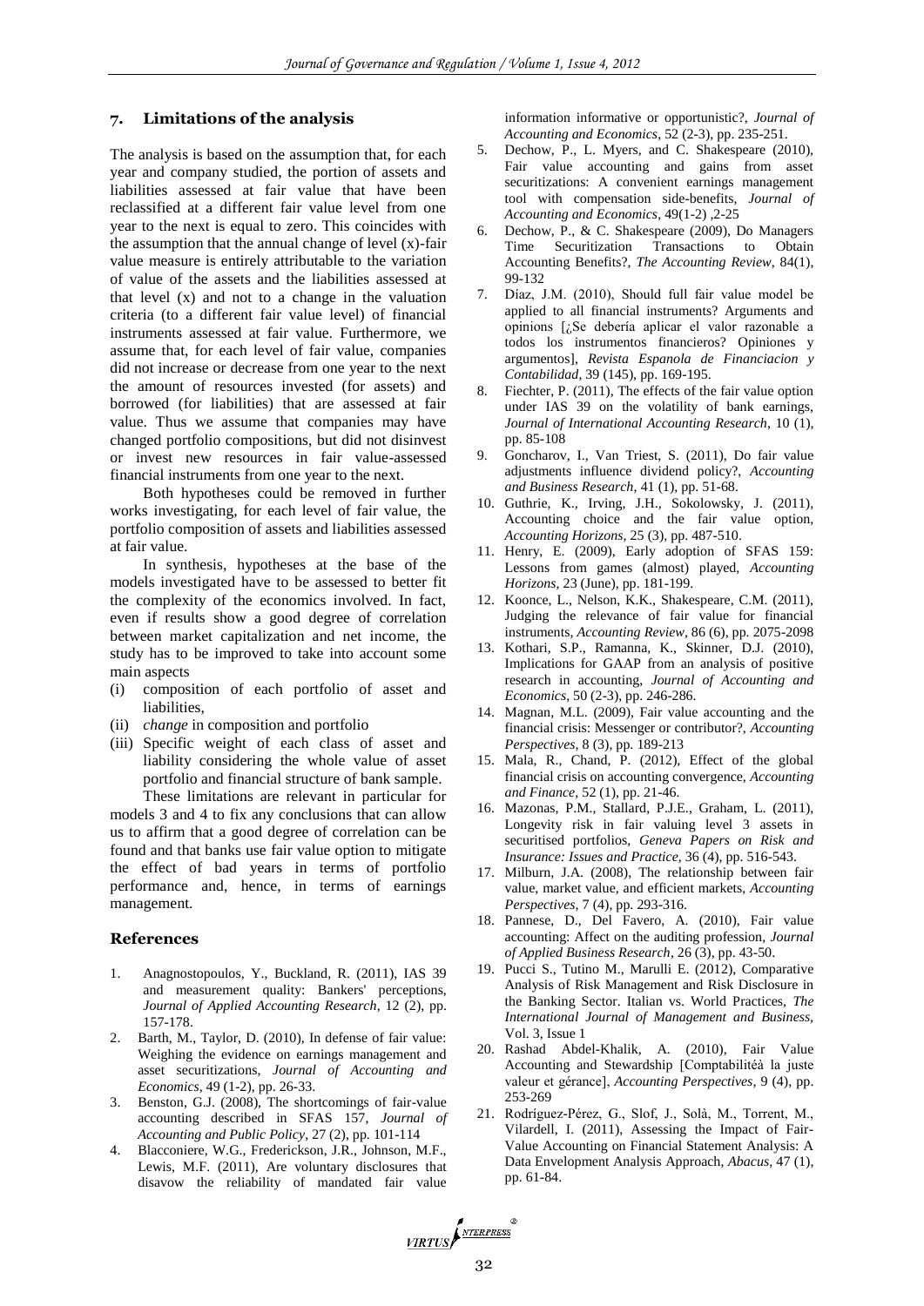## 7. Limitations of the analysis

The analysis is based on the assumption that, for each year and company studied, the portion of assets and liabilities assessed at fair value that have been reclassified at a different fair value level from one year to the next is equal to zero. This coincides with the assumption that the annual change of level (x)-fair value measure is entirely attributable to the variation of value of the assets and the liabilities assessed at that level (x) and not to a change in the valuation criteria (to a different fair value level) of financial instruments assessed at fair value. Furthermore, we assume that, for each level of fair value, companies did not increase or decrease from one year to the next the amount of resources invested (for assets) and borrowed (for liabilities) that are assessed at fair value. Thus we assume that companies may have changed portfolio compositions, but did not disinvest or invest new resources in fair value-assessed financial instruments from one year to the next.

Both hypotheses could be removed in further works investigating, for each level of fair value, the portfolio composition of assets and liabilities assessed at fair value.

In synthesis, hypotheses at the base of the models investigated have to be assessed to better fit the complexity of the economics involved. In fact, even if results show a good degree of correlation between market capitalization and net income, the study has to be improved to take into account some main aspects

(i) composition of each portfolio of asset and liabilities,
(ii) *change* in composition and portfolio
(iii) Specific weight of each class of asset and liability considering the whole value of asset portfolio and financial structure of bank sample.

These limitations are relevant in particular for models 3 and 4 to fix any conclusions that can allow us to affirm that a good degree of correlation can be found and that banks use fair value option to mitigate the effect of bad years in terms of portfolio performance and, hence, in terms of earnings management.

## References

1. Anagnostopoulos, Y., Buckland, R. (2011), IAS 39 and measurement quality: Bankers' perceptions, *Journal of Applied Accounting Research*, 12 (2), pp. 157-178.
2. Barth, M., Taylor, D. (2010), In defense of fair value: Weighing the evidence on earnings management and asset securitizations, *Journal of Accounting and Economics*, 49 (1-2), pp. 26-33.
3. Benston, G.J. (2008), The shortcomings of fair-value accounting described in SFAS 157, *Journal of Accounting and Public Policy*, 27 (2), pp. 101-114
4. Blacconiere, W.G., Frederickson, J.R., Johnson, M.F., Lewis, M.F. (2011), Are voluntary disclosures that disavow the reliability of mandated fair value information informative or opportunistic?, *Journal of Accounting and Economics*, 52 (2-3), pp. 235-251.
5. Dechow, P., L. Myers, and C. Shakespeare (2010), Fair value accounting and gains from asset securitizations: A convenient earnings management tool with compensation side-benefits, *Journal of Accounting and Economics*, 49(1-2) ,2-25
6. Dechow, P., & C. Shakespeare (2009), Do Managers Time Securitization Transactions to Obtain Accounting Benefits?, *The Accounting Review*, 84(1), 99-132
7. Díaz, J.M. (2010), Should full fair value model be applied to all financial instruments? Arguments and opinions [¿Se debería aplicar el valor razonable a todos los instrumentos financieros? Opiniones y argumentos], *Revista Espanola de Financiacion y Contabilidad*, 39 (145), pp. 169-195.
8. Fiechter, P. (2011), The effects of the fair value option under IAS 39 on the volatility of bank earnings, *Journal of International Accounting Research*, 10 (1), pp. 85-108
9. Goncharov, I., Van Triest, S. (2011), Do fair value adjustments influence dividend policy?, *Accounting and Business Research*, 41 (1), pp. 51-68.
10. Guthrie, K., Irving, J.H., Sokolowsky, J. (2011), Accounting choice and the fair value option, *Accounting Horizons*, 25 (3), pp. 487-510.
11. Henry, E. (2009), Early adoption of SFAS 159: Lessons from games (almost) played, *Accounting Horizons*, 23 (June), pp. 181-199.
12. Koonce, L., Nelson, K.K., Shakespeare, C.M. (2011), Judging the relevance of fair value for financial instruments, *Accounting Review*, 86 (6), pp. 2075-2098
13. Kothari, S.P., Ramanna, K., Skinner, D.J. (2010), Implications for GAAP from an analysis of positive research in accounting, *Journal of Accounting and Economics*, 50 (2-3), pp. 246-286.
14. Magnan, M.L. (2009), Fair value accounting and the financial crisis: Messenger or contributor?, *Accounting Perspectives*, 8 (3), pp. 189-213
15. Mala, R., Chand, P. (2012), Effect of the global financial crisis on accounting convergence, *Accounting and Finance*, 52 (1), pp. 21-46.
16. Mazonas, P.M., Stallard, P.J.E., Graham, L. (2011), Longevity risk in fair valuing level 3 assets in securitised portfolios, *Geneva Papers on Risk and Insurance: Issues and Practice*, 36 (4), pp. 516-543.
17. Milburn, J.A. (2008), The relationship between fair value, market value, and efficient markets, *Accounting Perspectives*, 7 (4), pp. 293-316.
18. Pannese, D., Del Favero, A. (2010), Fair value accounting: Affect on the auditing profession, *Journal of Applied Business Research*, 26 (3), pp. 43-50.
19. Pucci S., Tutino M., Marulli E. (2012), Comparative Analysis of Risk Management and Risk Disclosure in the Banking Sector. Italian vs. World Practices, *The International Journal of Management and Business*, Vol. 3, Issue 1
20. Rashad Abdel-Khalik, A. (2010), Fair Value Accounting and Stewardship [Comptabilitéà la juste valeur et gérance], *Accounting Perspectives*, 9 (4), pp. 253-269
21. Rodríguez-Pérez, G., Slof, J., Solà, M., Torrent, M., Vilardell, I. (2011), Assessing the Impact of Fair-Value Accounting on Financial Statement Analysis: A Data Envelopment Analysis Approach, *Abacus*, 47 (1), pp. 61-84.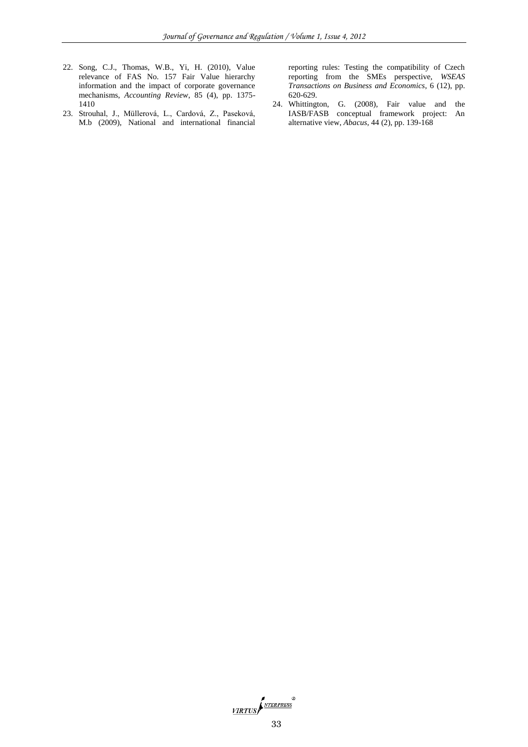22. Song, C.J., Thomas, W.B., Yi, H. (2010), Value relevance of FAS No. 157 Fair Value hierarchy information and the impact of corporate governance mechanisms, *Accounting Review*, 85 (4), pp. 1375-1410
23. Strouhal, J., Müllerová, L., Cardová, Z., Paseková, M.b (2009), National and international financial reporting rules: Testing the compatibility of Czech reporting from the SMEs perspective, *WSEAS Transactions on Business and Economics*, 6 (12), pp. 620-629.
24. Whittington, G. (2008), Fair value and the IASB/FASB conceptual framework project: An alternative view, *Abacus*, 44 (2), pp. 139-168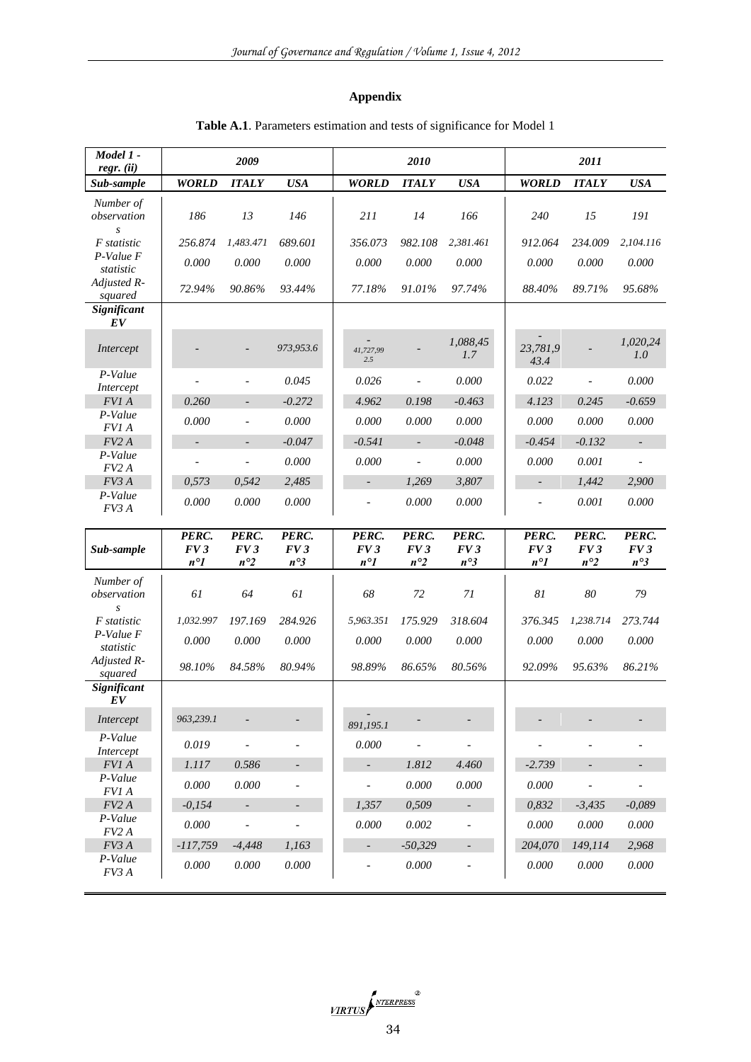## Appendix

**Table A.1**. Parameters estimation and tests of significance for Model 1

| *Model 1 - regr. (ii)* | *2009* | | | *2010* | | | *2011* | | |
|---|---|---|---|---|---|---|---|---|---|
| ***Sub-sample*** | ***WORLD*** | ***ITALY*** | ***USA*** | ***WORLD*** | ***ITALY*** | ***USA*** | ***WORLD*** | ***ITALY*** | ***USA*** |
| *Number of observations* | *186* | *13* | *146* | *211* | *14* | *166* | *240* | *15* | *191* |
| *F statistic* | *256.874* | *1,483.471* | *689.601* | *356.073* | *982.108* | *2,381.461* | *912.064* | *234.009* | *2,104.116* |
| *P-Value F statistic* | *0.000* | *0.000* | *0.000* | *0.000* | *0.000* | *0.000* | *0.000* | *0.000* | *0.000* |
| *Adjusted R-squared* | *72.94%* | *90.86%* | *93.44%* | *77.18%* | *91.01%* | *97.74%* | *88.40%* | *89.71%* | *95.68%* |
| ***Significant EV*** | | | | | | | | | |
| *Intercept* | *-* | *-* | *973,953.6* | *-41,727,992.5* | *-* | *1,088,451.7* | *-23,781,943.4* | *-* | *1,020,241.0* |
| *P-Value Intercept* | *-* | *-* | *0.045* | *0.026* | *-* | *0.000* | *0.022* | *-* | *0.000* |
| *FV1 A* | *0.260* | *-* | *-0.272* | *4.962* | *0.198* | *-0.463* | *4.123* | *0.245* | *-0.659* |
| *P-Value FV1 A* | *0.000* | *-* | *0.000* | *0.000* | *0.000* | *0.000* | *0.000* | *0.000* | *0.000* |
| *FV2 A* | *-* | *-* | *-0.047* | *-0.541* | *-* | *-0.048* | *-0.454* | *-0.132* | *-* |
| *P-Value FV2 A* | *-* | *-* | *0.000* | *0.000* | *-* | *0.000* | *0.000* | *0.001* | *-* |
| *FV3 A* | *0,573* | *0,542* | *2,485* | *-* | *1,269* | *3,807* | *-* | *1,442* | *2,900* |
| *P-Value FV3 A* | *0.000* | *0.000* | *0.000* | *-* | *0.000* | *0.000* | *-* | *0.001* | *0.000* |
| ***Sub-sample*** | ***PERC. FV3 n°1*** | ***PERC. FV3 n°2*** | ***PERC. FV3 n°3*** | ***PERC. FV3 n°1*** | ***PERC. FV3 n°2*** | ***PERC. FV3 n°3*** | ***PERC. FV3 n°1*** | ***PERC. FV3 n°2*** | ***PERC. FV3 n°3*** |
| *Number of observations* | *61* | *64* | *61* | *68* | *72* | *71* | *81* | *80* | *79* |
| *F statistic* | *1,032.997* | *197.169* | *284.926* | *5,963.351* | *175.929* | *318.604* | *376.345* | *1,238.714* | *273.744* |
| *P-Value F statistic* | *0.000* | *0.000* | *0.000* | *0.000* | *0.000* | *0.000* | *0.000* | *0.000* | *0.000* |
| *Adjusted R-squared* | *98.10%* | *84.58%* | *80.94%* | *98.89%* | *86.65%* | *80.56%* | *92.09%* | *95.63%* | *86.21%* |
| ***Significant EV*** | | | | | | | | | |
| *Intercept* | *963,239.1* | *-* | *-* | *-891,195.1* | *-* | *-* | *-* | *-* | *-* |
| *P-Value Intercept* | *0.019* | *-* | *-* | *0.000* | *-* | *-* | *-* | *-* | *-* |
| *FV1 A* | *1.117* | *0.586* | *-* | *-* | *1.812* | *4.460* | *-2.739* | *-* | *-* |
| *P-Value FV1 A* | *0.000* | *0.000* | *-* | *-* | *0.000* | *0.000* | *0.000* | *-* | *-* |
| *FV2 A* | *-0,154* | *-* | *-* | *1,357* | *0,509* | *-* | *0,832* | *-3,435* | *-0,089* |
| *P-Value FV2 A* | *0.000* | *-* | *-* | *0.000* | *0.002* | *-* | *0.000* | *0.000* | *0.000* |
| *FV3 A* | *-117,759* | *-4,448* | *1,163* | *-* | *-50,329* | *-* | *204,070* | *149,114* | *2,968* |
| *P-Value FV3 A* | *0.000* | *0.000* | *0.000* | *-* | *0.000* | *-* | *0.000* | *0.000* | *0.000* |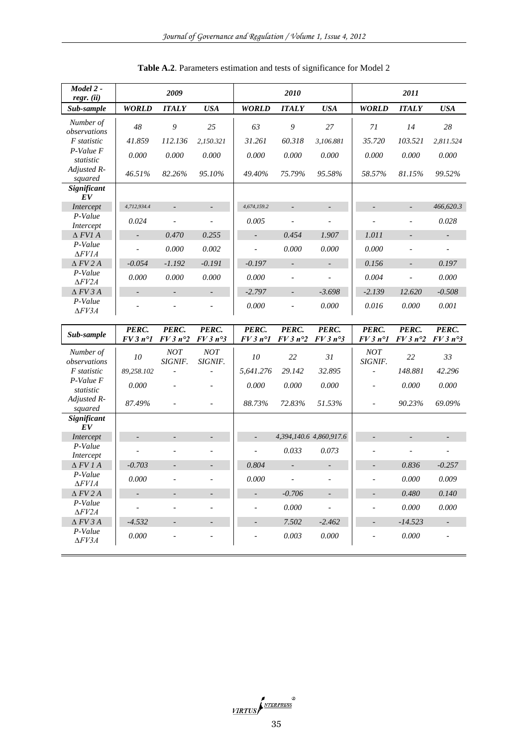**Table A.2**. Parameters estimation and tests of significance for Model 2

| *Model 2 - regr. (ii)* | ***2009*** | | | ***2010*** | | | ***2011*** | | |
|---|---|---|---|---|---|---|---|---|---|
| ***Sub-sample*** | ***WORLD*** | ***ITALY*** | ***USA*** | ***WORLD*** | ***ITALY*** | ***USA*** | ***WORLD*** | ***ITALY*** | ***USA*** |
| *Number of observations* | *48* | *9* | *25* | *63* | *9* | *27* | *71* | *14* | *28* |
| *F statistic* | *41.859* | *112.136* | *2,150.321* | *31.261* | *60.318* | *3,106.881* | *35.720* | *103.521* | *2,811.524* |
| *P-Value F statistic* | *0.000* | *0.000* | *0.000* | *0.000* | *0.000* | *0.000* | *0.000* | *0.000* | *0.000* |
| *Adjusted R-squared* | *46.51%* | *82.26%* | *95.10%* | *49.40%* | *75.79%* | *95.58%* | *58.57%* | *81.15%* | *99.52%* |
| ***Significant EV*** | | | | | | | | | |
| *Intercept* | *4,712,934.4* | - | - | *4,674,159.2* | - | - | - | - | *466,620.3* |
| *P-Value Intercept* | *0.024* | - | - | *0.005* | - | - | - | - | *0.028* |
| *Δ FV1 A* | - | *0.470* | *0.255* | - | *0.454* | *1.907* | *1.011* | - | - |
| *P-Value ΔFV1A* | - | *0.000* | *0.002* | - | *0.000* | *0.000* | *0.000* | - | - |
| *Δ FV 2 A* | *-0.054* | *-1.192* | *-0.191* | *-0.197* | - | - | *0.156* | - | *0.197* |
| *P-Value ΔFV2A* | *0.000* | *0.000* | *0.000* | *0.000* | - | - | *0.004* | - | *0.000* |
| *Δ FV 3 A* | - | - | - | *-2.797* | - | *-3.698* | *-2.139* | *12.620* | *-0.508* |
| *P-Value ΔFV3A* | - | - | - | *0.000* | - | *0.000* | *0.016* | *0.000* | *0.001* |

| ***Sub-sample*** | ***PERC. FV 3 n°1*** | ***PERC. FV 3 n°2*** | ***PERC. FV 3 n°3*** | ***PERC. FV 3 n°1*** | ***PERC. FV 3 n°2*** | ***PERC. FV 3 n°3*** | ***PERC. FV 3 n°1*** | ***PERC. FV 3 n°2*** | ***PERC. FV 3 n°3*** |
|---|---|---|---|---|---|---|---|---|---|
| *Number of observations* | *10* | *NOT SIGNIF.* | *NOT SIGNIF.* | *10* | *22* | *31* | *NOT SIGNIF.* | *22* | *33* |
| *F statistic* | *89,258.102* | - | - | *5,641.276* | *29.142* | *32.895* | - | *148.881* | *42.296* |
| *P-Value F statistic* | *0.000* | - | - | *0.000* | *0.000* | *0.000* | - | *0.000* | *0.000* |
| *Adjusted R-squared* | *87.49%* | - | - | *88.73%* | *72.83%* | *51.53%* | - | *90.23%* | *69.09%* |
| ***Significant EV*** | | | | | | | | | |
| *Intercept* | - | - | - | - | *4,394,140.6* | *4,860,917.6* | - | - | - |
| *P-Value Intercept* | - | - | - | - | *0.033* | *0.073* | - | - | - |
| *Δ FV 1 A* | *-0.703* | - | - | *0.804* | - | - | - | *0.836* | *-0.257* |
| *P-Value ΔFV1A* | *0.000* | - | - | *0.000* | - | - | - | *0.000* | *0.009* |
| *Δ FV 2 A* | - | - | - | - | *-0.706* | - | - | *0.480* | *0.140* |
| *P-Value ΔFV2A* | - | - | - | - | *0.000* | - | - | *0.000* | *0.000* |
| *Δ FV 3 A* | *-4.532* | - | - | - | *7.502* | *-2.462* | - | *-14.523* | - |
| *P-Value ΔFV3A* | *0.000* | - | - | - | *0.003* | *0.000* | - | *0.000* | - |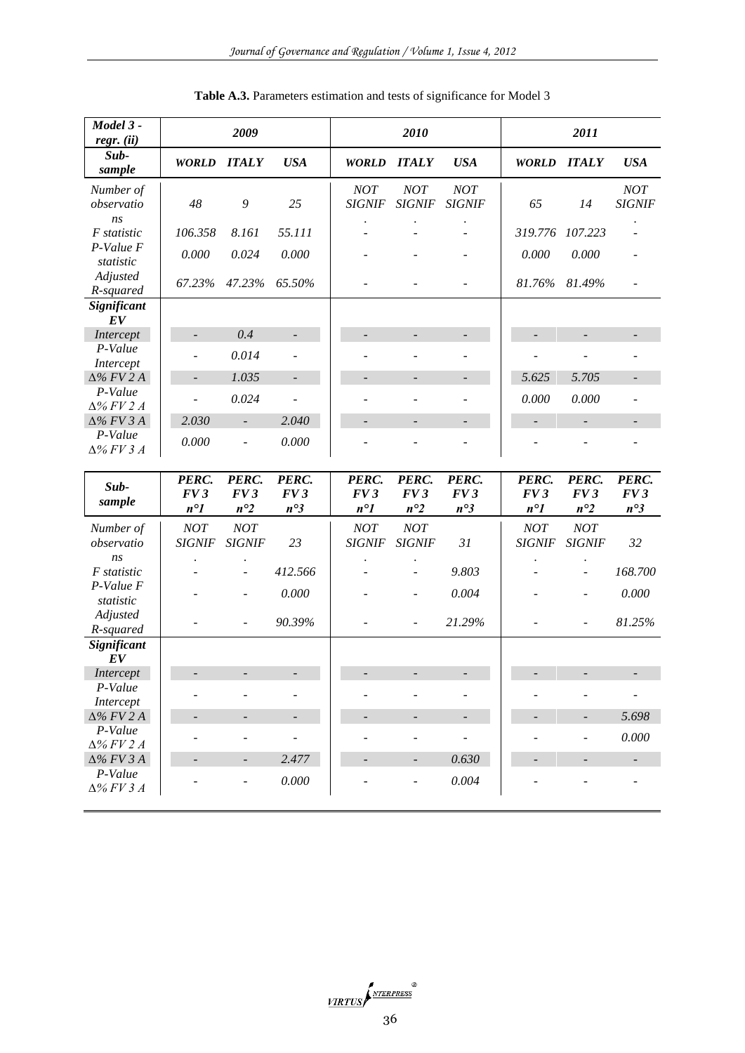**Table A.3.** Parameters estimation and tests of significance for Model 3

| *Model 3 - regr. (ii)* | *2009* | | | *2010* | | | *2011* | | |
|---|---|---|---|---|---|---|---|---|---|
| ***Sub-sample*** | ***WORLD*** | ***ITALY*** | ***USA*** | ***WORLD*** | ***ITALY*** | ***USA*** | ***WORLD*** | ***ITALY*** | ***USA*** |
| *Number of observations* | *48* | *9* | *25* | *NOT SIGNIF.* | *NOT SIGNIF.* | *NOT SIGNIF.* | *65* | *14* | *NOT SIGNIF.* |
| *F statistic* | *106.358* | *8.161* | *55.111* | - | - | - | *319.776* | *107.223* | - |
| *P-Value F statistic* | *0.000* | *0.024* | *0.000* | - | - | - | *0.000* | *0.000* | - |
| *Adjusted R-squared* | *67.23%* | *47.23%* | *65.50%* | - | - | - | *81.76%* | *81.49%* | - |
| ***Significant EV*** | | | | | | | | | |
| *Intercept* | - | *0.4* | - | - | - | - | - | - | - |
| *P-Value Intercept* | - | *0.014* | - | - | - | - | - | - | - |
| *Δ% FV 2 A* | - | *1.035* | - | - | - | - | *5.625* | *5.705* | - |
| *P-Value Δ% FV 2 A* | - | *0.024* | - | - | - | - | *0.000* | *0.000* | - |
| *Δ% FV 3 A* | *2.030* | - | *2.040* | - | - | - | - | - | - |
| *P-Value Δ% FV 3 A* | *0.000* | - | *0.000* | - | - | - | - | - | - |

| ***Sub-sample*** | ***PERC. FV 3 n°1*** | ***PERC. FV 3 n°2*** | ***PERC. FV 3 n°3*** | ***PERC. FV 3 n°1*** | ***PERC. FV 3 n°2*** | ***PERC. FV 3 n°3*** | ***PERC. FV 3 n°1*** | ***PERC. FV 3 n°2*** | ***PERC. FV 3 n°3*** |
|---|---|---|---|---|---|---|---|---|---|
| *Number of observations* | *NOT SIGNIF.* | *NOT SIGNIF.* | *23* | *NOT SIGNIF.* | *NOT SIGNIF.* | *31* | *NOT SIGNIF.* | *NOT SIGNIF.* | *32* |
| *F statistic* | - | - | *412.566* | - | - | *9.803* | - | - | *168.700* |
| *P-Value F statistic* | - | - | *0.000* | - | - | *0.004* | - | - | *0.000* |
| *Adjusted R-squared* | - | - | *90.39%* | - | - | *21.29%* | - | - | *81.25%* |
| ***Significant EV*** | | | | | | | | | |
| *Intercept* | - | - | - | - | - | - | - | - | - |
| *P-Value Intercept* | - | - | - | - | - | - | - | - | - |
| *Δ% FV 2 A* | - | - | - | - | - | - | - | - | *5.698* |
| *P-Value Δ% FV 2 A* | - | - | - | - | - | - | - | - | *0.000* |
| *Δ% FV 3 A* | - | - | *2.477* | - | - | *0.630* | - | - | - |
| *P-Value Δ% FV 3 A* | - | - | *0.000* | - | - | *0.004* | - | - | - |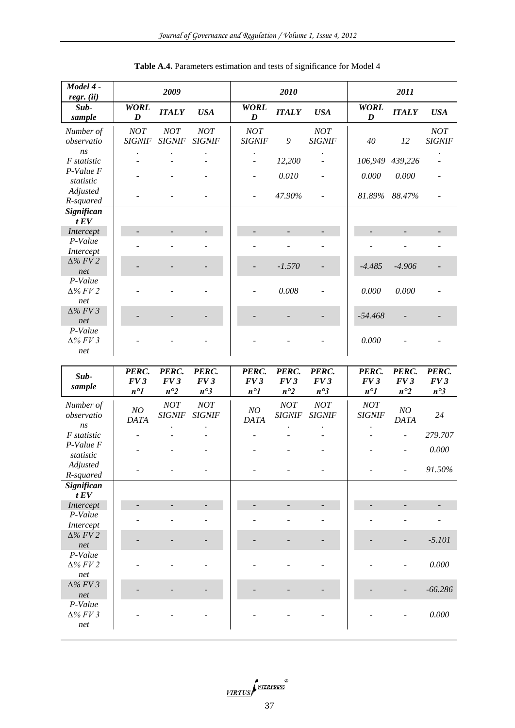**Table A.4.** Parameters estimation and tests of significance for Model 4

| *Model 4 - regr. (ii)* | *2009* | | | *2010* | | | *2011* | | |
|---|---|---|---|---|---|---|---|---|---|
| ***Sub-sample*** | ***WORLD*** | ***ITALY*** | ***USA*** | ***WORLD*** | ***ITALY*** | ***USA*** | ***WORLD*** | ***ITALY*** | ***USA*** |
| *Number of observations* | *NOT SIGNIF.* | *NOT SIGNIF.* | *NOT SIGNIF.* | *NOT SIGNIF.* | *9* | *NOT SIGNIF.* | *40* | *12* | *NOT SIGNIF.* |
| *F statistic* | - | - | - | - | *12,200* | - | *106,949* | *439,226* | - |
| *P-Value F statistic* | - | - | - | - | *0.010* | - | *0.000* | *0.000* | - |
| *Adjusted R-squared* | - | - | - | - | *47.90%* | - | *81.89%* | *88.47%* | - |
| ***Significant EV*** | | | | | | | | | |
| *Intercept* | - | - | - | - | - | - | - | - | - |
| *P-Value Intercept* | - | - | - | - | - | - | - | - | - |
| *Δ% FV 2 net* | - | - | - | - | *-1.570* | - | *-4.485* | *-4.906* | - |
| *P-Value Δ% FV 2 net* | - | - | - | - | *0.008* | - | *0.000* | *0.000* | - |
| *Δ% FV 3 net* | - | - | - | - | - | - | *-54.468* | - | - |
| *P-Value Δ% FV 3 net* | - | - | - | - | - | - | *0.000* | - | - |
| ***Sub-sample*** | ***PERC. FV 3 n°1*** | ***PERC. FV 3 n°2*** | ***PERC. FV 3 n°3*** | ***PERC. FV 3 n°1*** | ***PERC. FV 3 n°2*** | ***PERC. FV 3 n°3*** | ***PERC. FV 3 n°1*** | ***PERC. FV 3 n°2*** | ***PERC. FV 3 n°3*** |
| *Number of observations* | *NO DATA* | *NOT SIGNIF.* | *NOT SIGNIF.* | *NO DATA* | *NOT SIGNIF.* | *NOT SIGNIF.* | *NOT SIGNIF.* | *NO DATA* | *24* |
| *F statistic* | - | - | - | - | - | - | - | - | *279.707* |
| *P-Value F statistic* | - | - | - | - | - | - | - | - | *0.000* |
| *Adjusted R-squared* | - | - | - | - | - | - | - | - | *91.50%* |
| ***Significant EV*** | | | | | | | | | |
| *Intercept* | - | - | - | - | - | - | - | - | - |
| *P-Value Intercept* | - | - | - | - | - | - | - | - | - |
| *Δ% FV 2 net* | - | - | - | - | - | - | - | - | *-5.101* |
| *P-Value Δ% FV 2 net* | - | - | - | - | - | - | - | - | *0.000* |
| *Δ% FV 3 net* | - | - | - | - | - | - | - | - | *-66.286* |
| *P-Value Δ% FV 3 net* | - | - | - | - | - | - | - | - | *0.000* |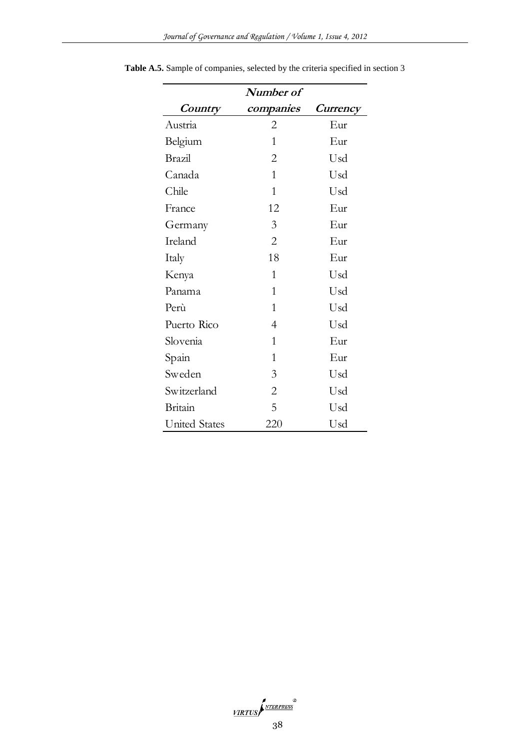**Table A.5.** Sample of companies, selected by the criteria specified in section 3

| *Country* | *Number of companies* | *Currency* |
|---|---|---|
| Austria | 2 | Eur |
| Belgium | 1 | Eur |
| Brazil | 2 | Usd |
| Canada | 1 | Usd |
| Chile | 1 | Usd |
| France | 12 | Eur |
| Germany | 3 | Eur |
| Ireland | 2 | Eur |
| Italy | 18 | Eur |
| Kenya | 1 | Usd |
| Panama | 1 | Usd |
| Perù | 1 | Usd |
| Puerto Rico | 4 | Usd |
| Slovenia | 1 | Eur |
| Spain | 1 | Eur |
| Sweden | 3 | Usd |
| Switzerland | 2 | Usd |
| Britain | 5 | Usd |
| United States | 220 | Usd |